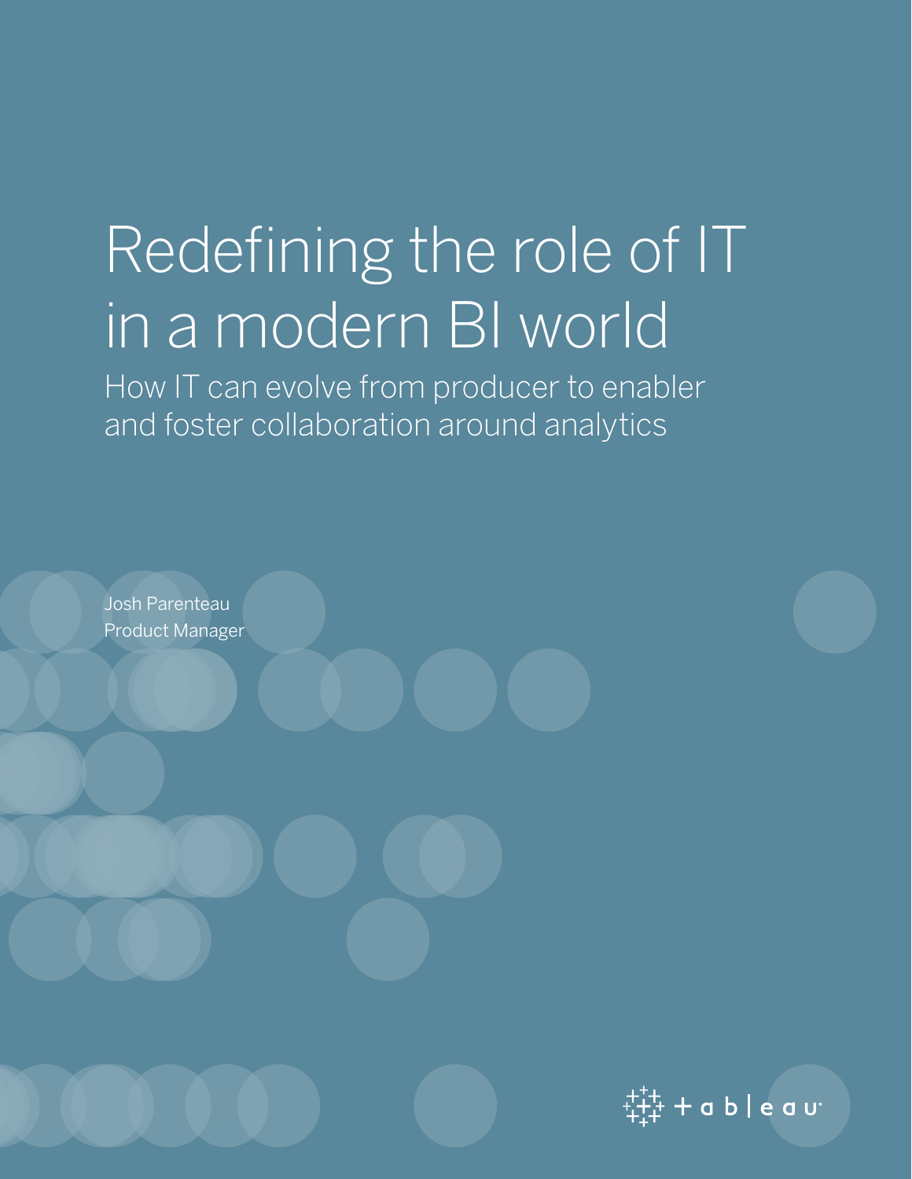# Redefining the role of IT in a modern BI world

## How IT can evolve from producer to enabler and foster collaboration around analytics

Josh Parenteau
Product Manager

tableau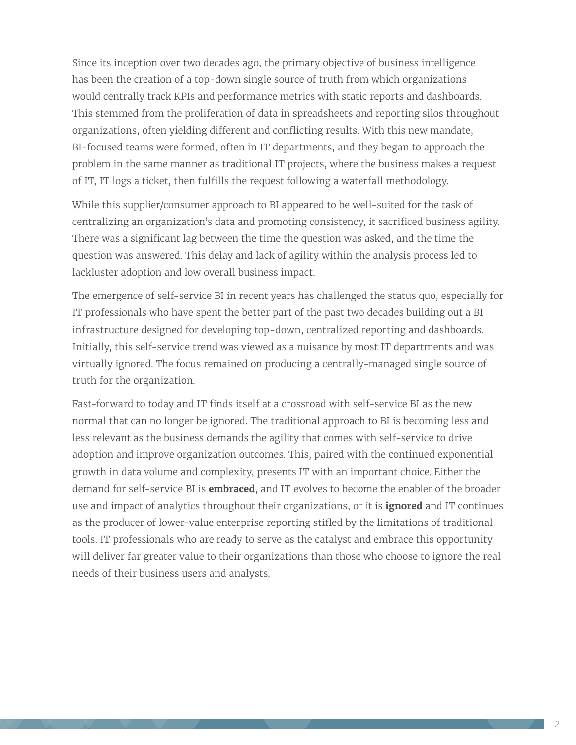Since its inception over two decades ago, the primary objective of business intelligence has been the creation of a top-down single source of truth from which organizations would centrally track KPIs and performance metrics with static reports and dashboards. This stemmed from the proliferation of data in spreadsheets and reporting silos throughout organizations, often yielding different and conflicting results. With this new mandate, BI-focused teams were formed, often in IT departments, and they began to approach the problem in the same manner as traditional IT projects, where the business makes a request of IT, IT logs a ticket, then fulfills the request following a waterfall methodology.

While this supplier/consumer approach to BI appeared to be well-suited for the task of centralizing an organization's data and promoting consistency, it sacrificed business agility. There was a significant lag between the time the question was asked, and the time the question was answered. This delay and lack of agility within the analysis process led to lackluster adoption and low overall business impact.

The emergence of self-service BI in recent years has challenged the status quo, especially for IT professionals who have spent the better part of the past two decades building out a BI infrastructure designed for developing top-down, centralized reporting and dashboards. Initially, this self-service trend was viewed as a nuisance by most IT departments and was virtually ignored. The focus remained on producing a centrally-managed single source of truth for the organization.

Fast-forward to today and IT finds itself at a crossroad with self-service BI as the new normal that can no longer be ignored. The traditional approach to BI is becoming less and less relevant as the business demands the agility that comes with self-service to drive adoption and improve organization outcomes. This, paired with the continued exponential growth in data volume and complexity, presents IT with an important choice. Either the demand for self-service BI is **embraced**, and IT evolves to become the enabler of the broader use and impact of analytics throughout their organizations, or it is **ignored** and IT continues as the producer of lower-value enterprise reporting stifled by the limitations of traditional tools. IT professionals who are ready to serve as the catalyst and embrace this opportunity will deliver far greater value to their organizations than those who choose to ignore the real needs of their business users and analysts.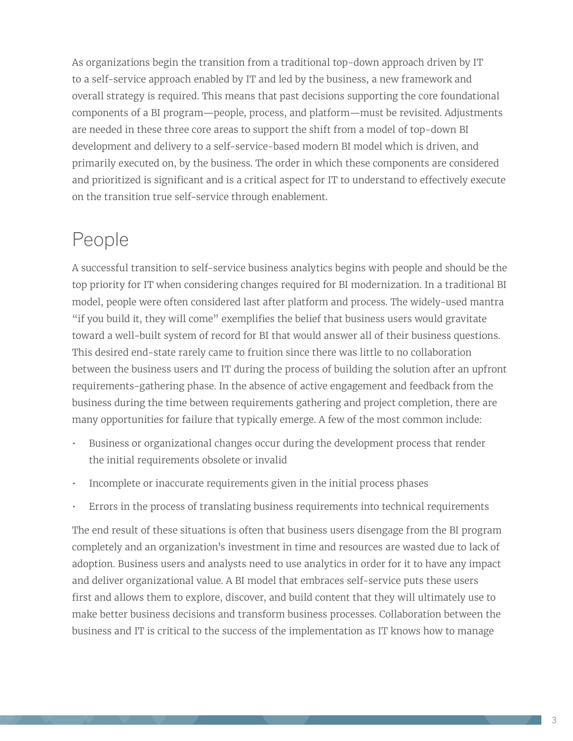As organizations begin the transition from a traditional top-down approach driven by IT to a self-service approach enabled by IT and led by the business, a new framework and overall strategy is required. This means that past decisions supporting the core foundational components of a BI program—people, process, and platform—must be revisited. Adjustments are needed in these three core areas to support the shift from a model of top-down BI development and delivery to a self-service-based modern BI model which is driven, and primarily executed on, by the business. The order in which these components are considered and prioritized is significant and is a critical aspect for IT to understand to effectively execute on the transition true self-service through enablement.

## People

A successful transition to self-service business analytics begins with people and should be the top priority for IT when considering changes required for BI modernization. In a traditional BI model, people were often considered last after platform and process. The widely-used mantra "if you build it, they will come" exemplifies the belief that business users would gravitate toward a well-built system of record for BI that would answer all of their business questions. This desired end-state rarely came to fruition since there was little to no collaboration between the business users and IT during the process of building the solution after an upfront requirements-gathering phase. In the absence of active engagement and feedback from the business during the time between requirements gathering and project completion, there are many opportunities for failure that typically emerge. A few of the most common include:

- Business or organizational changes occur during the development process that render the initial requirements obsolete or invalid
- Incomplete or inaccurate requirements given in the initial process phases
- Errors in the process of translating business requirements into technical requirements

The end result of these situations is often that business users disengage from the BI program completely and an organization's investment in time and resources are wasted due to lack of adoption. Business users and analysts need to use analytics in order for it to have any impact and deliver organizational value. A BI model that embraces self-service puts these users first and allows them to explore, discover, and build content that they will ultimately use to make better business decisions and transform business processes. Collaboration between the business and IT is critical to the success of the implementation as IT knows how to manage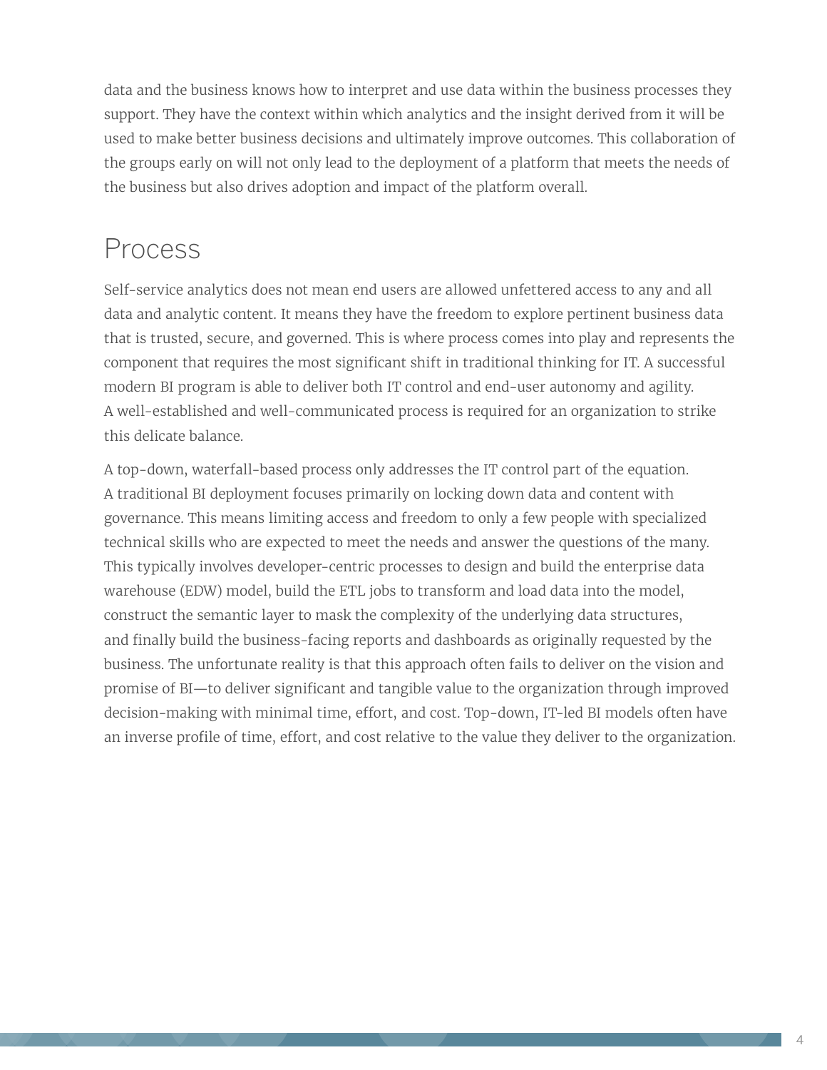data and the business knows how to interpret and use data within the business processes they support. They have the context within which analytics and the insight derived from it will be used to make better business decisions and ultimately improve outcomes. This collaboration of the groups early on will not only lead to the deployment of a platform that meets the needs of the business but also drives adoption and impact of the platform overall.

## Process

Self-service analytics does not mean end users are allowed unfettered access to any and all data and analytic content. It means they have the freedom to explore pertinent business data that is trusted, secure, and governed. This is where process comes into play and represents the component that requires the most significant shift in traditional thinking for IT. A successful modern BI program is able to deliver both IT control and end-user autonomy and agility. A well-established and well-communicated process is required for an organization to strike this delicate balance.

A top-down, waterfall-based process only addresses the IT control part of the equation. A traditional BI deployment focuses primarily on locking down data and content with governance. This means limiting access and freedom to only a few people with specialized technical skills who are expected to meet the needs and answer the questions of the many. This typically involves developer-centric processes to design and build the enterprise data warehouse (EDW) model, build the ETL jobs to transform and load data into the model, construct the semantic layer to mask the complexity of the underlying data structures, and finally build the business-facing reports and dashboards as originally requested by the business. The unfortunate reality is that this approach often fails to deliver on the vision and promise of BI—to deliver significant and tangible value to the organization through improved decision-making with minimal time, effort, and cost. Top-down, IT-led BI models often have an inverse profile of time, effort, and cost relative to the value they deliver to the organization.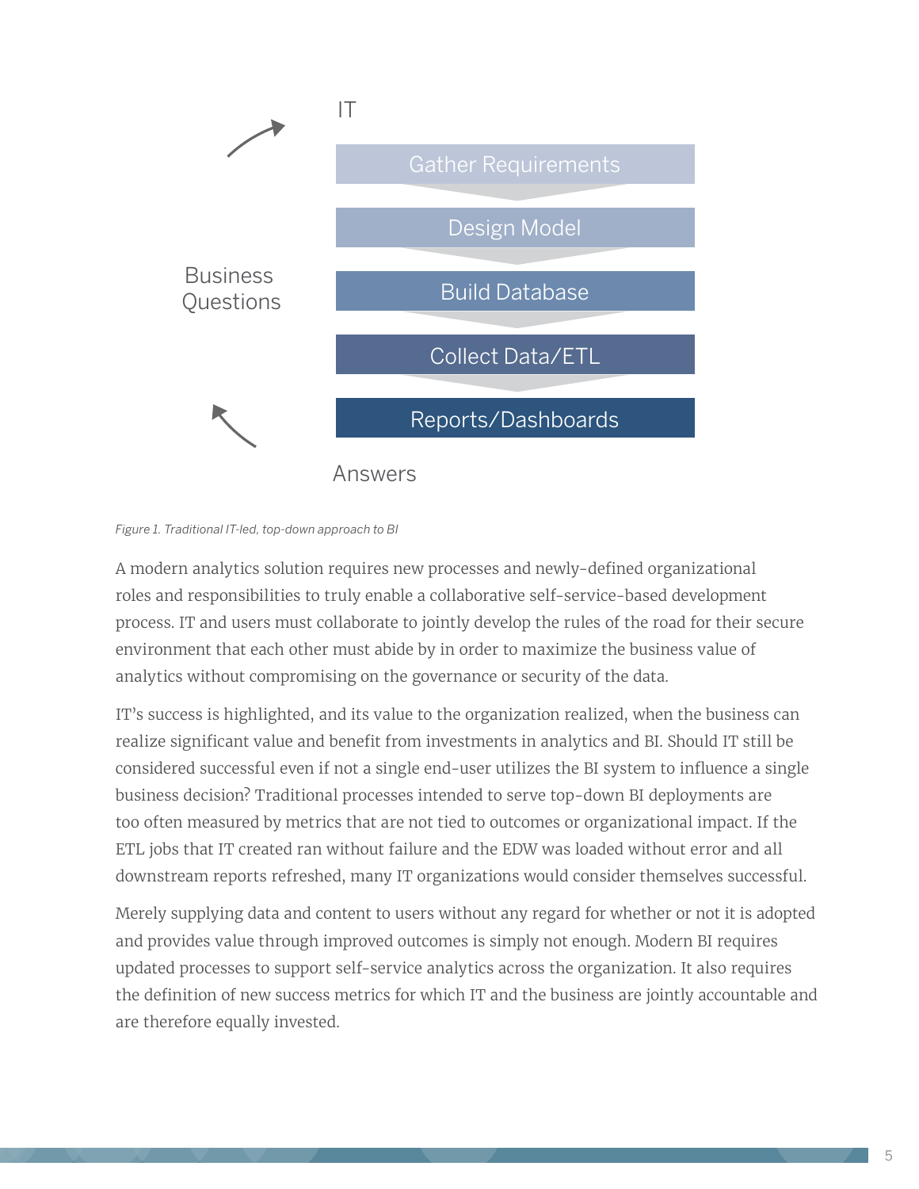IT

Gather Requirements

Design Model

Build Database

Collect Data/ETL

Reports/Dashboards

Business Questions

Answers

*Figure 1. Traditional IT-led, top-down approach to BI*

A modern analytics solution requires new processes and newly-defined organizational roles and responsibilities to truly enable a collaborative self-service-based development process. IT and users must collaborate to jointly develop the rules of the road for their secure environment that each other must abide by in order to maximize the business value of analytics without compromising on the governance or security of the data.

IT's success is highlighted, and its value to the organization realized, when the business can realize significant value and benefit from investments in analytics and BI. Should IT still be considered successful even if not a single end-user utilizes the BI system to influence a single business decision? Traditional processes intended to serve top-down BI deployments are too often measured by metrics that are not tied to outcomes or organizational impact. If the ETL jobs that IT created ran without failure and the EDW was loaded without error and all downstream reports refreshed, many IT organizations would consider themselves successful.

Merely supplying data and content to users without any regard for whether or not it is adopted and provides value through improved outcomes is simply not enough. Modern BI requires updated processes to support self-service analytics across the organization. It also requires the definition of new success metrics for which IT and the business are jointly accountable and are therefore equally invested.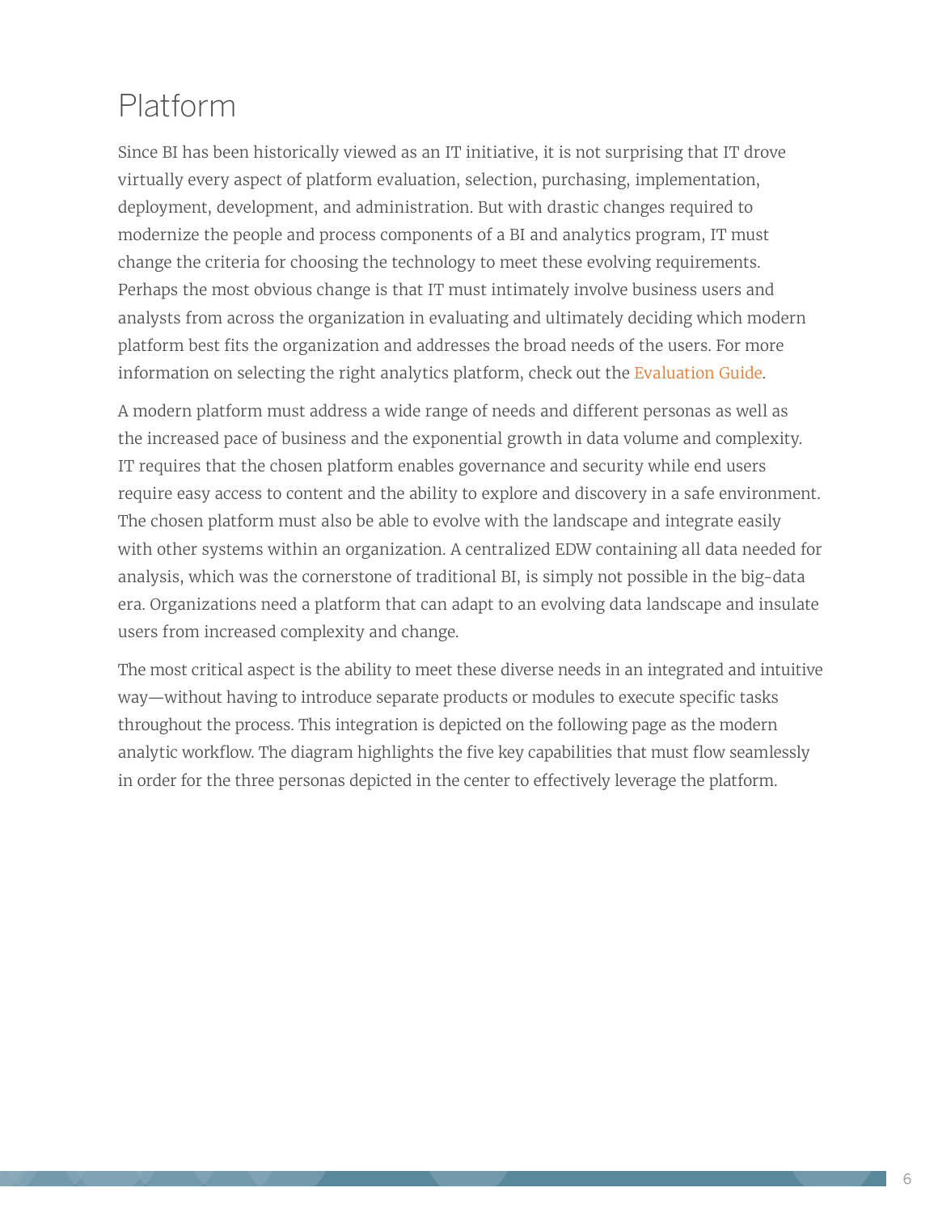# Platform

Since BI has been historically viewed as an IT initiative, it is not surprising that IT drove virtually every aspect of platform evaluation, selection, purchasing, implementation, deployment, development, and administration. But with drastic changes required to modernize the people and process components of a BI and analytics program, IT must change the criteria for choosing the technology to meet these evolving requirements. Perhaps the most obvious change is that IT must intimately involve business users and analysts from across the organization in evaluating and ultimately deciding which modern platform best fits the organization and addresses the broad needs of the users. For more information on selecting the right analytics platform, check out the Evaluation Guide.

A modern platform must address a wide range of needs and different personas as well as the increased pace of business and the exponential growth in data volume and complexity. IT requires that the chosen platform enables governance and security while end users require easy access to content and the ability to explore and discovery in a safe environment. The chosen platform must also be able to evolve with the landscape and integrate easily with other systems within an organization. A centralized EDW containing all data needed for analysis, which was the cornerstone of traditional BI, is simply not possible in the big-data era. Organizations need a platform that can adapt to an evolving data landscape and insulate users from increased complexity and change.

The most critical aspect is the ability to meet these diverse needs in an integrated and intuitive way—without having to introduce separate products or modules to execute specific tasks throughout the process. This integration is depicted on the following page as the modern analytic workflow. The diagram highlights the five key capabilities that must flow seamlessly in order for the three personas depicted in the center to effectively leverage the platform.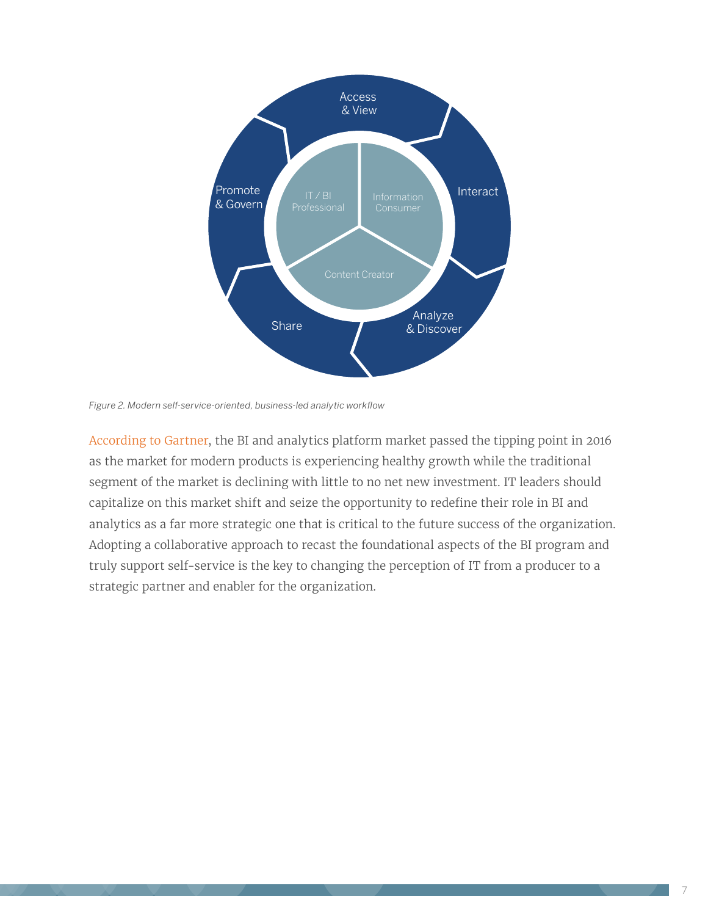*Figure 2. Modern self-service-oriented, business-led analytic workflow*

According to Gartner, the BI and analytics platform market passed the tipping point in 2016 as the market for modern products is experiencing healthy growth while the traditional segment of the market is declining with little to no net new investment. IT leaders should capitalize on this market shift and seize the opportunity to redefine their role in BI and analytics as a far more strategic one that is critical to the future success of the organization. Adopting a collaborative approach to recast the foundational aspects of the BI program and truly support self-service is the key to changing the perception of IT from a producer to a strategic partner and enabler for the organization.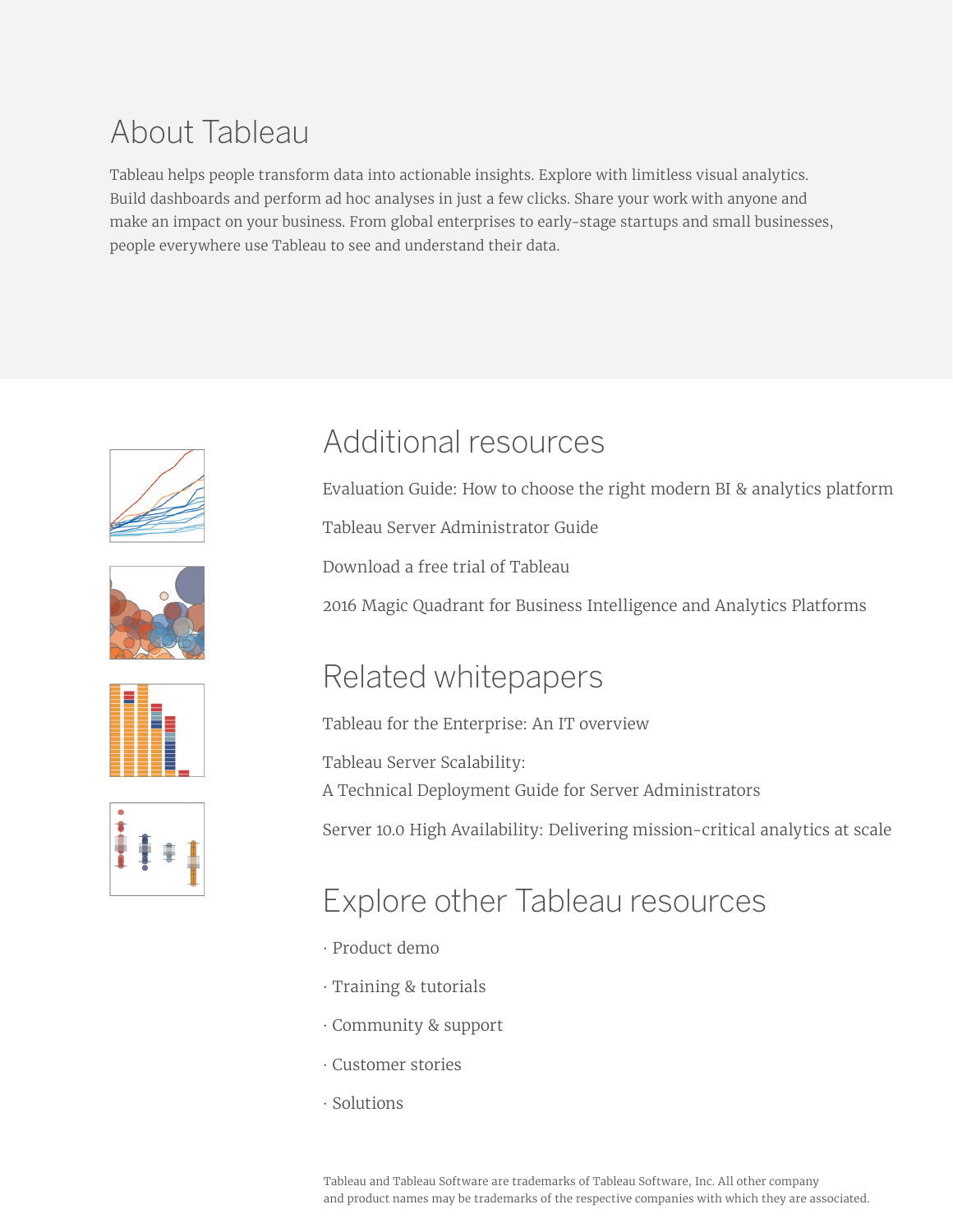# About Tableau

Tableau helps people transform data into actionable insights. Explore with limitless visual analytics. Build dashboards and perform ad hoc analyses in just a few clicks. Share your work with anyone and make an impact on your business. From global enterprises to early-stage startups and small businesses, people everywhere use Tableau to see and understand their data.

## Additional resources

Evaluation Guide: How to choose the right modern BI & analytics platform

Tableau Server Administrator Guide

Download a free trial of Tableau

2016 Magic Quadrant for Business Intelligence and Analytics Platforms

## Related whitepapers

Tableau for the Enterprise: An IT overview

Tableau Server Scalability:
A Technical Deployment Guide for Server Administrators

Server 10.0 High Availability: Delivering mission-critical analytics at scale

## Explore other Tableau resources

· Product demo

· Training & tutorials

· Community & support

· Customer stories

· Solutions

Tableau and Tableau Software are trademarks of Tableau Software, Inc. All other company and product names may be trademarks of the respective companies with which they are associated.